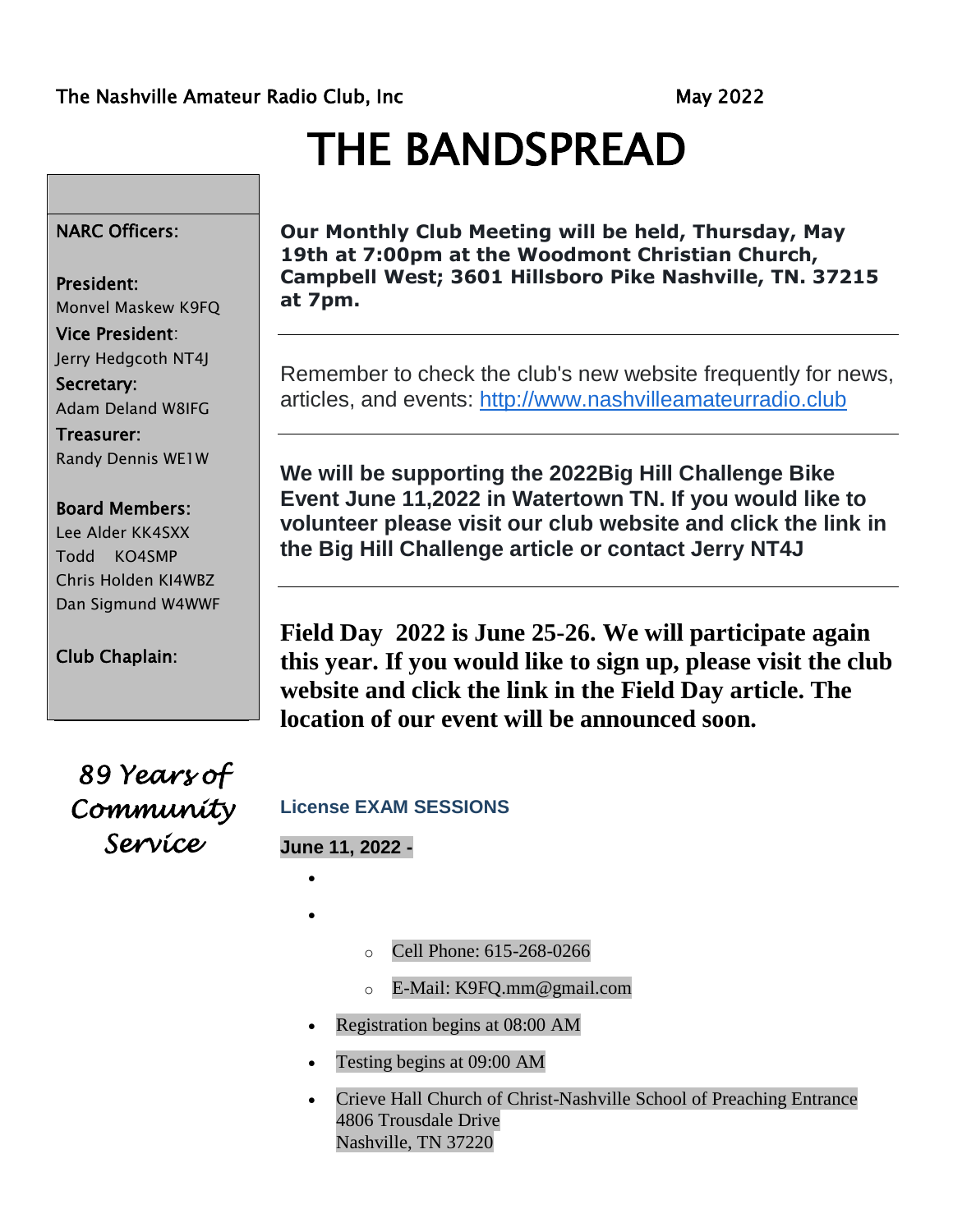The Nashville Amateur Radio Club, Inc — May 2022

# THE BANDSPREAD

**NARC Officers:**

**President:**
Monvel Maskew K9FQ

**Vice President:**
Jerry Hedgcoth NT4J

**Secretary:**
Adam Deland W8IFG

**Treasurer:**
Randy Dennis WE1W

**Board Members:**
Lee Alder KK4SXX
Todd KO4SMP
Chris Holden KI4WBZ
Dan Sigmund W4WWF

**Club Chaplain:**

*89 Years of Community Service*

---

**Our Monthly Club Meeting will be held, Thursday, May 19th at 7:00pm at the Woodmont Christian Church, Campbell West; 3601 Hillsboro Pike Nashville, TN. 37215 at 7pm.**

---

Remember to check the club's new website frequently for news, articles, and events: http://www.nashvilleamateurradio.club

---

**We will be supporting the 2022Big Hill Challenge Bike Event June 11,2022 in Watertown TN. If you would like to volunteer please visit our club website and click the link in the Big Hill Challenge article or contact Jerry NT4J**

---

**Field Day 2022 is June 25-26. We will participate again this year. If you would like to sign up, please visit the club website and click the link in the Field Day article. The location of our event will be announced soon.**

### License EXAM SESSIONS

**June 11, 2022 -**

- 
- 
    - Cell Phone: 615-268-0266
    - E-Mail: K9FQ.mm@gmail.com
- Registration begins at 08:00 AM
- Testing begins at 09:00 AM
- Crieve Hall Church of Christ-Nashville School of Preaching Entrance
  4806 Trousdale Drive
  Nashville, TN 37220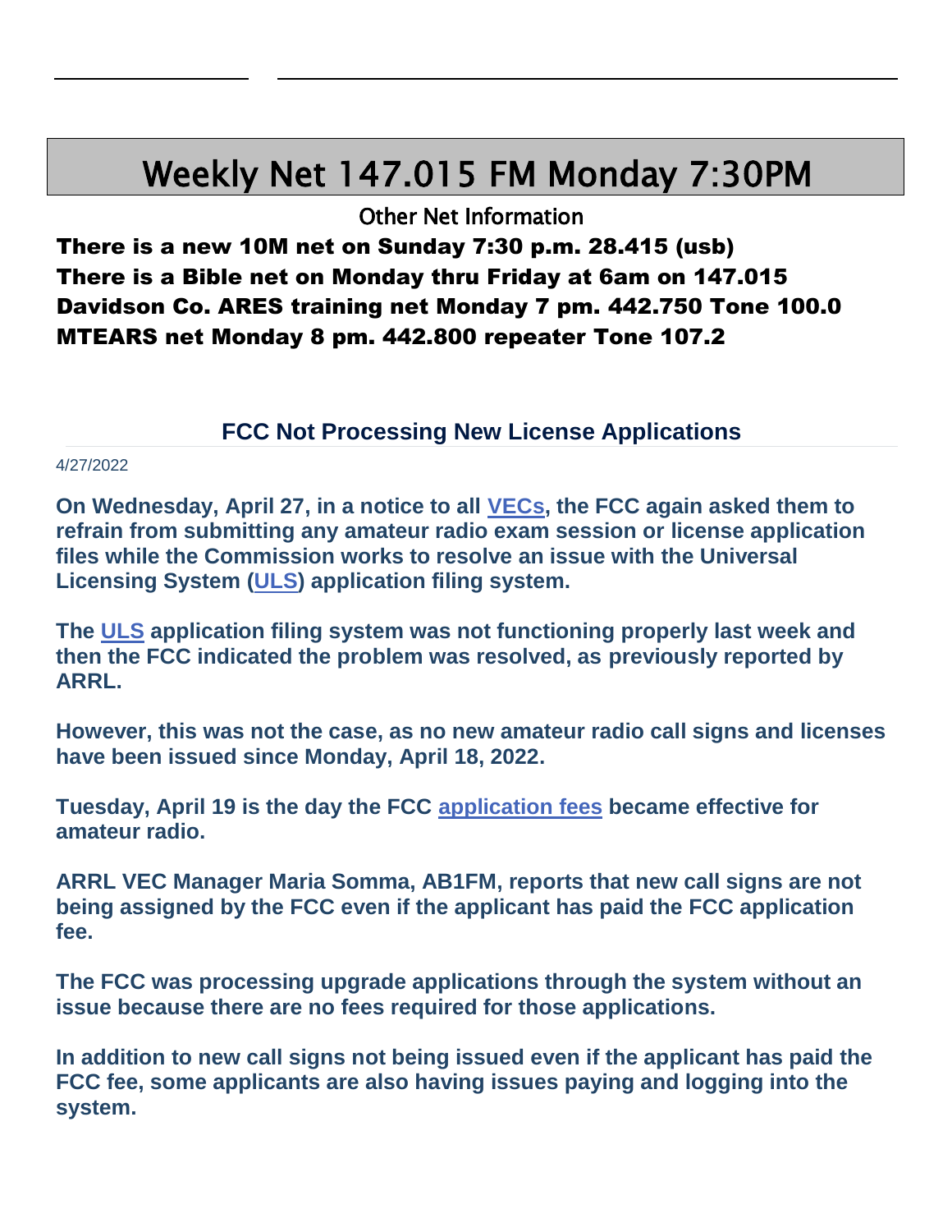# Weekly Net 147.015 FM Monday 7:30PM

Other Net Information

**There is a new 10M net on Sunday 7:30 p.m. 28.415 (usb)**
**There is a Bible net on Monday thru Friday at 6am on 147.015**
**Davidson Co. ARES training net Monday 7 pm. 442.750 Tone 100.0**
**MTEARS net Monday 8 pm. 442.800 repeater Tone 107.2**

## FCC Not Processing New License Applications

4/27/2022

**On Wednesday, April 27, in a notice to all VECs, the FCC again asked them to refrain from submitting any amateur radio exam session or license application files while the Commission works to resolve an issue with the Universal Licensing System (ULS) application filing system.**

**The ULS application filing system was not functioning properly last week and then the FCC indicated the problem was resolved, as previously reported by ARRL.**

**However, this was not the case, as no new amateur radio call signs and licenses have been issued since Monday, April 18, 2022.**

**Tuesday, April 19 is the day the FCC application fees became effective for amateur radio.**

**ARRL VEC Manager Maria Somma, AB1FM, reports that new call signs are not being assigned by the FCC even if the applicant has paid the FCC application fee.**

**The FCC was processing upgrade applications through the system without an issue because there are no fees required for those applications.**

**In addition to new call signs not being issued even if the applicant has paid the FCC fee, some applicants are also having issues paying and logging into the system.**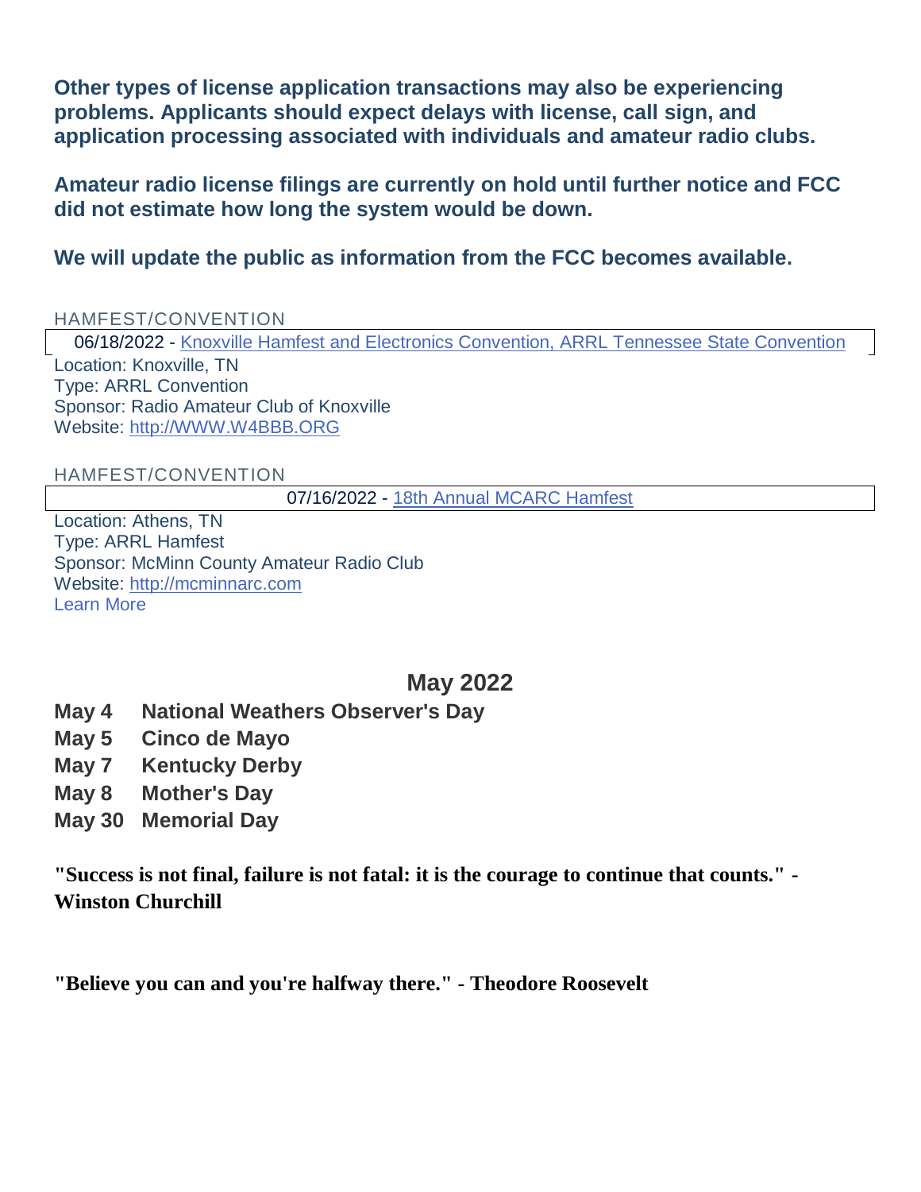**Other types of license application transactions may also be experiencing problems. Applicants should expect delays with license, call sign, and application processing associated with individuals and amateur radio clubs.**

**Amateur radio license filings are currently on hold until further notice and FCC did not estimate how long the system would be down.**

**We will update the public as information from the FCC becomes available.**

HAMFEST/CONVENTION

06/18/2022 - [Knoxville Hamfest and Electronics Convention, ARRL Tennessee State Convention]

Location: Knoxville, TN
Type: ARRL Convention
Sponsor: Radio Amateur Club of Knoxville
Website: [http://WWW.W4BBB.ORG](http://WWW.W4BBB.ORG)

HAMFEST/CONVENTION

07/16/2022 - [18th Annual MCARC Hamfest]

Location: Athens, TN
Type: ARRL Hamfest
Sponsor: McMinn County Amateur Radio Club
Website: [http://mcminnarc.com](http://mcminnarc.com)
Learn More

## May 2022

**May 4 National Weathers Observer's Day**
**May 5 Cinco de Mayo**
**May 7 Kentucky Derby**
**May 8 Mother's Day**
**May 30 Memorial Day**

**"Success is not final, failure is not fatal: it is the courage to continue that counts." - Winston Churchill**

**"Believe you can and you're halfway there." - Theodore Roosevelt**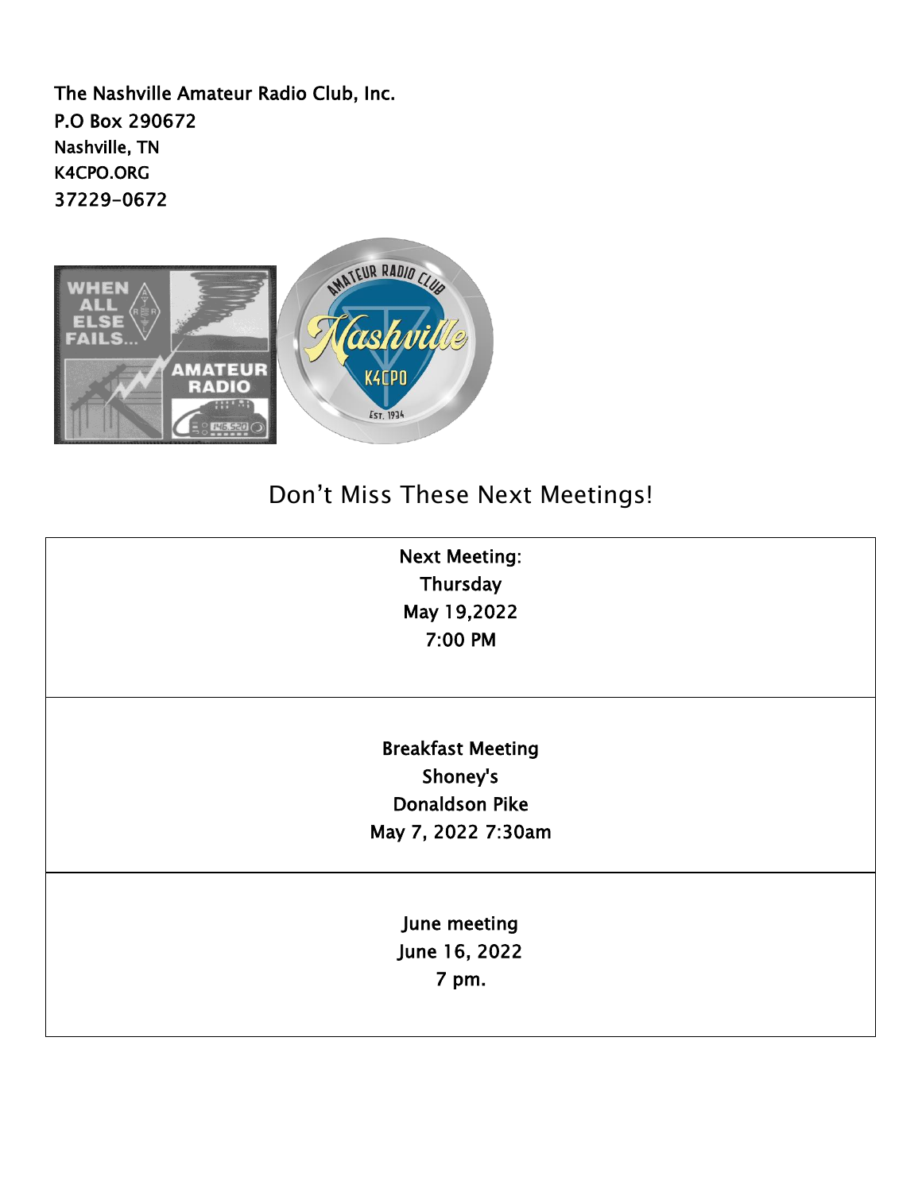**The Nashville Amateur Radio Club, Inc.**
**P.O Box 290672**
**Nashville, TN**
**K4CPO.ORG**
**37229-0672**

## Don't Miss These Next Meetings!

| |
|---|
| **Next Meeting:**<br>**Thursday**<br>**May 19,2022**<br>**7:00 PM** |
| **Breakfast Meeting**<br>**Shoney's**<br>**Donaldson Pike**<br>**May 7, 2022 7:30am** |
| **June meeting**<br>**June 16, 2022**<br>**7 pm.** |